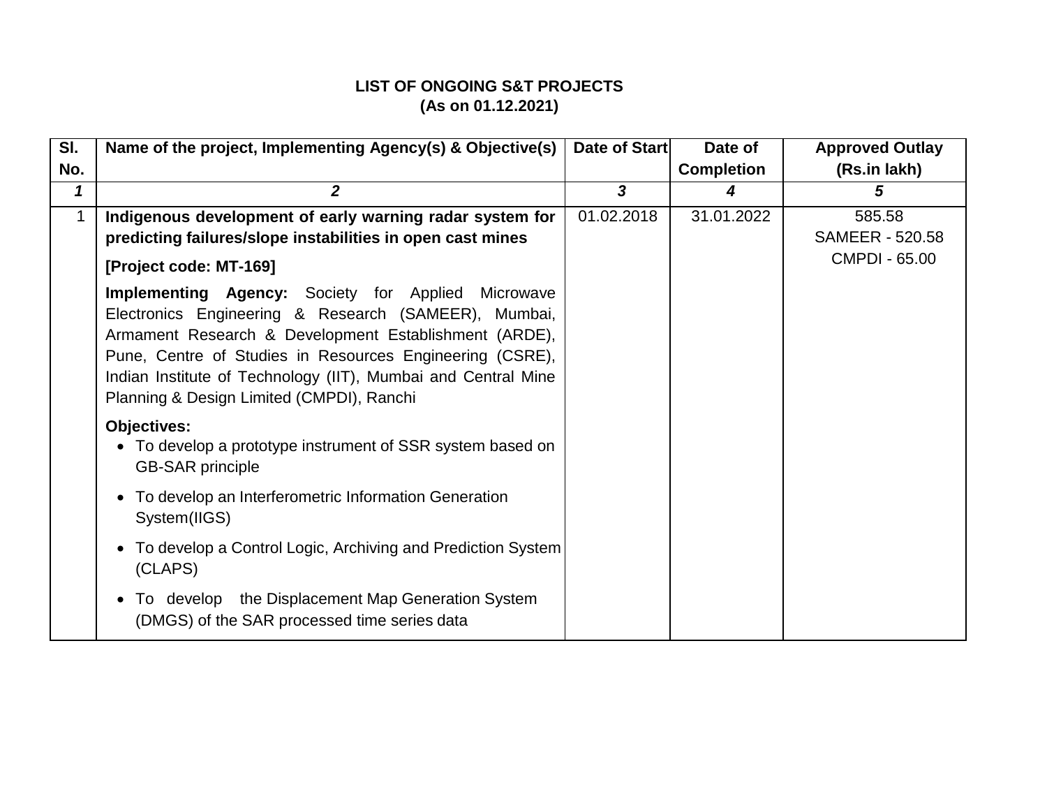**LIST OF ONGOING S&T PROJECTS**
**(As on 01.12.2021)**

| Sl. No. | Name of the project, Implementing Agency(s) & Objective(s) | Date of Start | Date of Completion | Approved Outlay (Rs.in lakh) |
|---|---|---|---|---|
| *1* | *2* | *3* | *4* | *5* |
| 1 | **Indigenous development of early warning radar system for predicting failures/slope instabilities in open cast mines**<br><br>**[Project code: MT-169]**<br><br>**Implementing Agency:** Society for Applied Microwave Electronics Engineering & Research (SAMEER), Mumbai, Armament Research & Development Establishment (ARDE), Pune, Centre of Studies in Resources Engineering (CSRE), Indian Institute of Technology (IIT), Mumbai and Central Mine Planning & Design Limited (CMPDI), Ranchi<br><br>**Objectives:**<br>• To develop a prototype instrument of SSR system based on GB-SAR principle<br>• To develop an Interferometric Information Generation System(IIGS)<br>• To develop a Control Logic, Archiving and Prediction System (CLAPS)<br>• To develop the Displacement Map Generation System (DMGS) of the SAR processed time series data | 01.02.2018 | 31.01.2022 | 585.58<br>SAMEER - 520.58<br>CMPDI - 65.00 |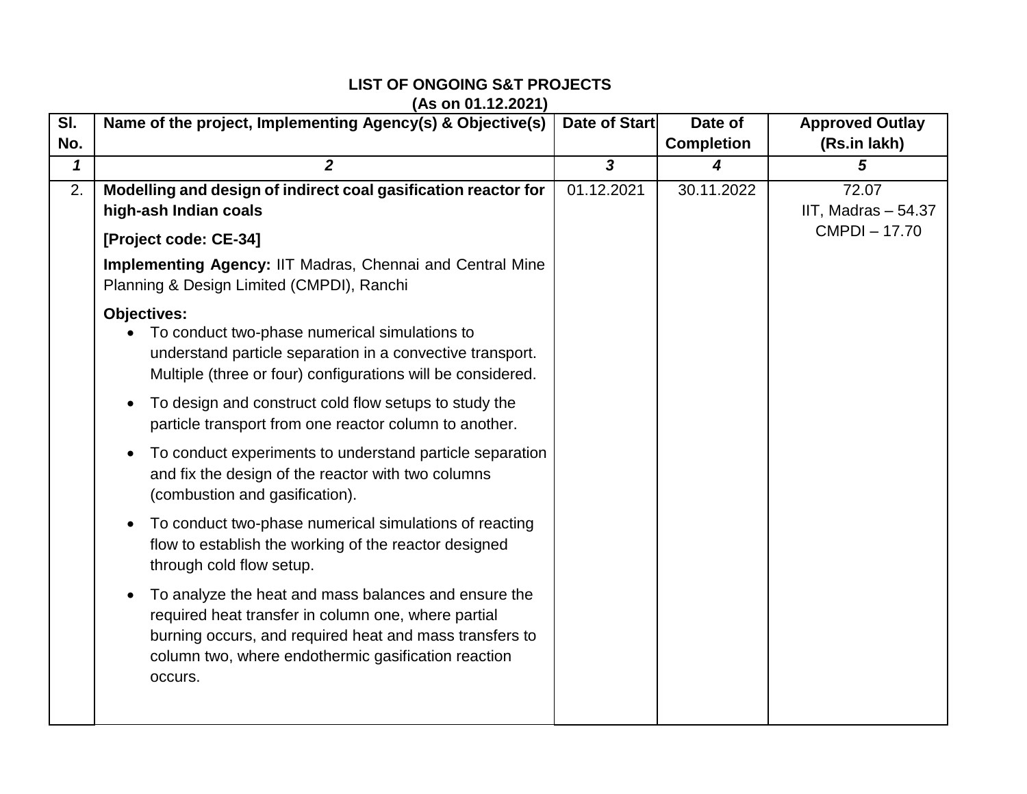**LIST OF ONGOING S&T PROJECTS**
**(As on 01.12.2021)**

| Sl. No. | Name of the project, Implementing Agency(s) & Objective(s) | Date of Start | Date of Completion | Approved Outlay (Rs.in lakh) |
|---|---|---|---|---|
| *1* | *2* | *3* | *4* | *5* |
| 2. | **Modelling and design of indirect coal gasification reactor for high-ash Indian coals**<br><br>**[Project code: CE-34]**<br><br>**Implementing Agency:** IIT Madras, Chennai and Central Mine Planning & Design Limited (CMPDI), Ranchi<br><br>**Objectives:**<br>• To conduct two-phase numerical simulations to understand particle separation in a convective transport. Multiple (three or four) configurations will be considered.<br>• To design and construct cold flow setups to study the particle transport from one reactor column to another.<br>• To conduct experiments to understand particle separation and fix the design of the reactor with two columns (combustion and gasification).<br>• To conduct two-phase numerical simulations of reacting flow to establish the working of the reactor designed through cold flow setup.<br>• To analyze the heat and mass balances and ensure the required heat transfer in column one, where partial burning occurs, and required heat and mass transfers to column two, where endothermic gasification reaction occurs. | 01.12.2021 | 30.11.2022 | 72.07<br>IIT, Madras – 54.37<br>CMPDI – 17.70 |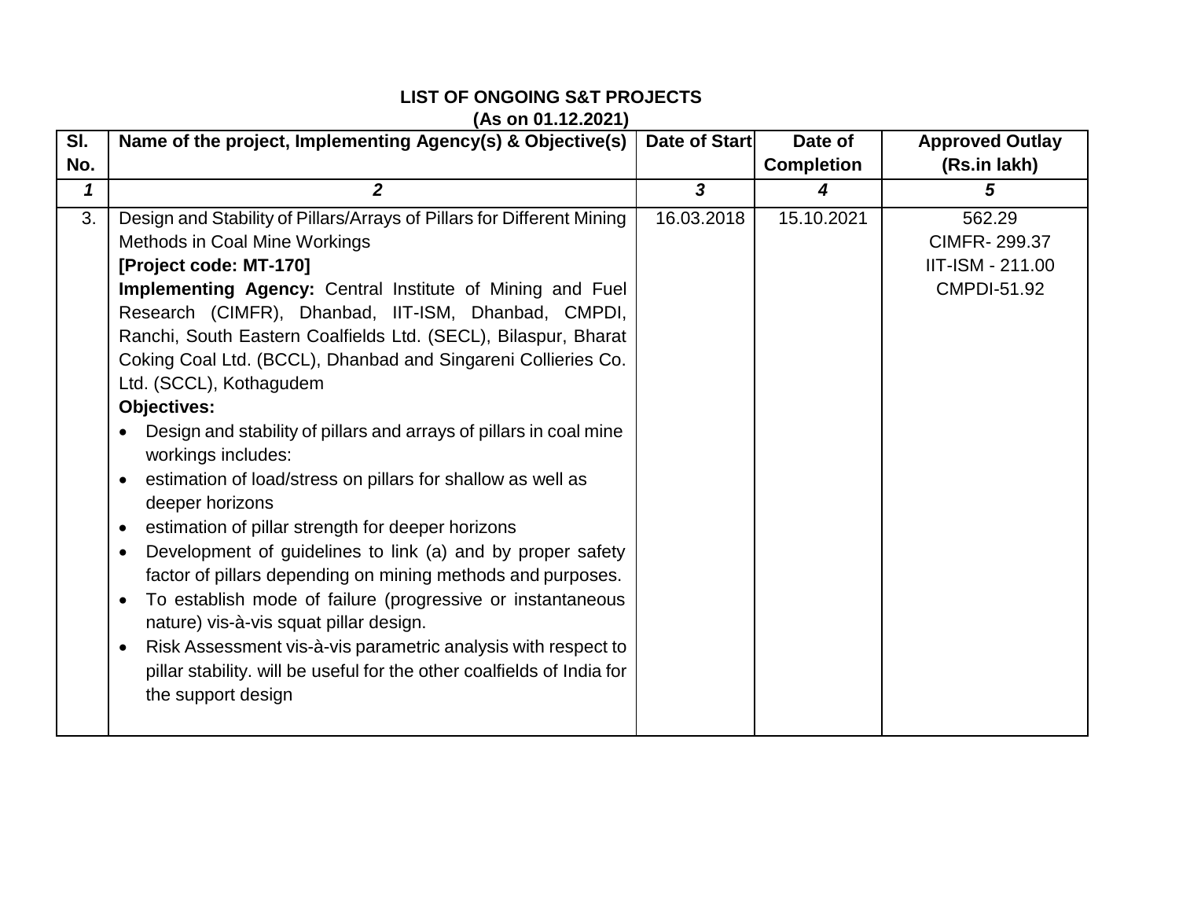**LIST OF ONGOING S&T PROJECTS**
**(As on 01.12.2021)**

| Sl. No. | Name of the project, Implementing Agency(s) & Objective(s) | Date of Start | Date of Completion | Approved Outlay (Rs.in lakh) |
|---|---|---|---|---|
| *1* | *2* | *3* | *4* | *5* |
| 3. | Design and Stability of Pillars/Arrays of Pillars for Different Mining Methods in Coal Mine Workings<br>**[Project code: MT-170]**<br>**Implementing Agency:** Central Institute of Mining and Fuel Research (CIMFR), Dhanbad, IIT-ISM, Dhanbad, CMPDI, Ranchi, South Eastern Coalfields Ltd. (SECL), Bilaspur, Bharat Coking Coal Ltd. (BCCL), Dhanbad and Singareni Collieries Co. Ltd. (SCCL), Kothagudem<br>**Objectives:**<br>• Design and stability of pillars and arrays of pillars in coal mine workings includes:<br>• estimation of load/stress on pillars for shallow as well as deeper horizons<br>• estimation of pillar strength for deeper horizons<br>• Development of guidelines to link (a) and by proper safety factor of pillars depending on mining methods and purposes.<br>• To establish mode of failure (progressive or instantaneous nature) vis-à-vis squat pillar design.<br>• Risk Assessment vis-à-vis parametric analysis with respect to pillar stability. will be useful for the other coalfields of India for the support design | 16.03.2018 | 15.10.2021 | 562.29<br>CIMFR- 299.37<br>IIT-ISM - 211.00<br>CMPDI-51.92 |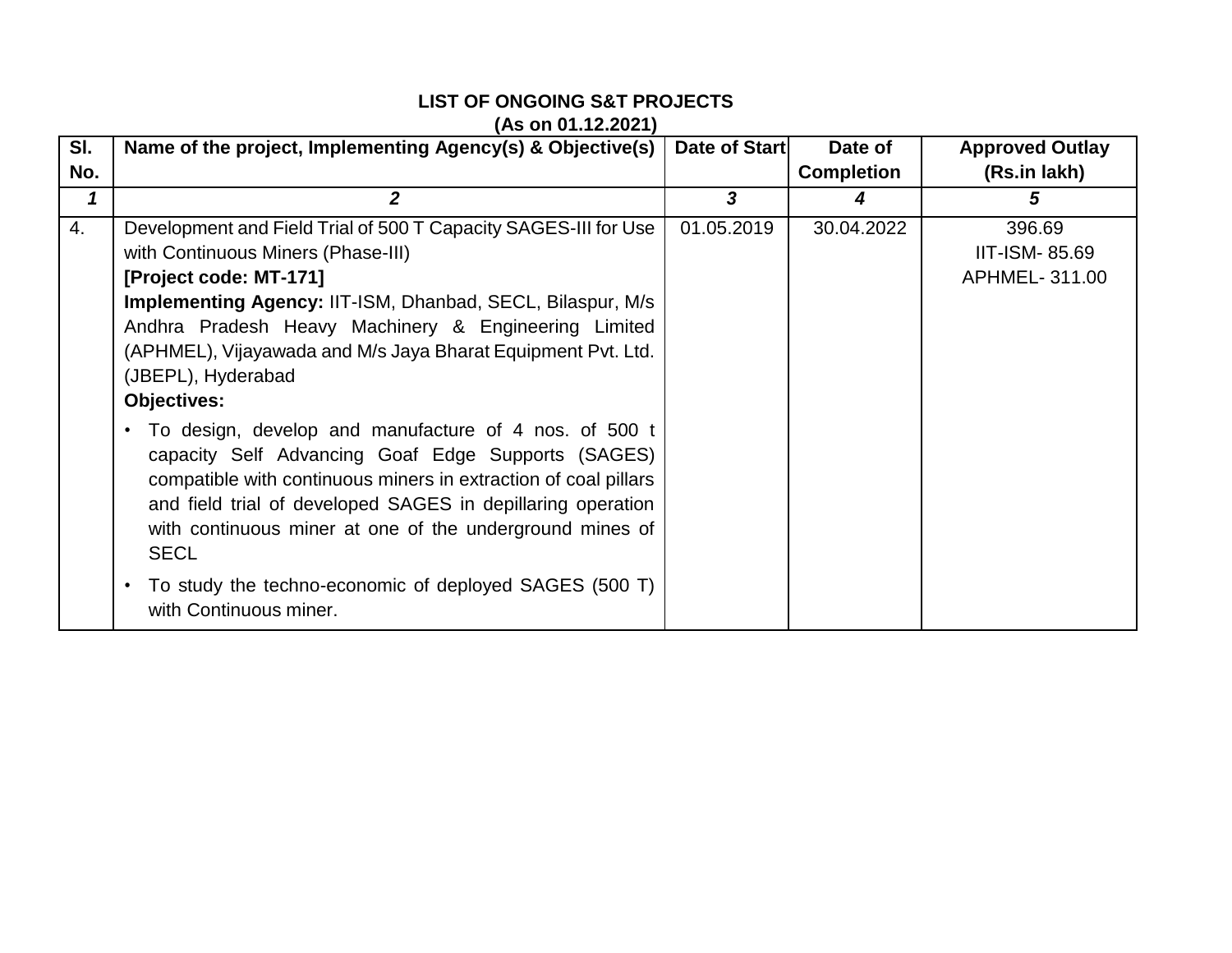**LIST OF ONGOING S&T PROJECTS**
**(As on 01.12.2021)**

| Sl. No. | Name of the project, Implementing Agency(s) & Objective(s) | Date of Start | Date of Completion | Approved Outlay (Rs.in lakh) |
|---|---|---|---|---|
| *1* | *2* | *3* | *4* | *5* |
| 4. | Development and Field Trial of 500 T Capacity SAGES-III for Use with Continuous Miners (Phase-III)<br>**[Project code: MT-171]**<br>**Implementing Agency:** IIT-ISM, Dhanbad, SECL, Bilaspur, M/s Andhra Pradesh Heavy Machinery & Engineering Limited (APHMEL), Vijayawada and M/s Jaya Bharat Equipment Pvt. Ltd. (JBEPL), Hyderabad<br>**Objectives:**<br>• To design, develop and manufacture of 4 nos. of 500 t capacity Self Advancing Goaf Edge Supports (SAGES) compatible with continuous miners in extraction of coal pillars and field trial of developed SAGES in depillaring operation with continuous miner at one of the underground mines of SECL<br>• To study the techno-economic of deployed SAGES (500 T) with Continuous miner. | 01.05.2019 | 30.04.2022 | 396.69<br>IIT-ISM- 85.69<br>APHMEL- 311.00 |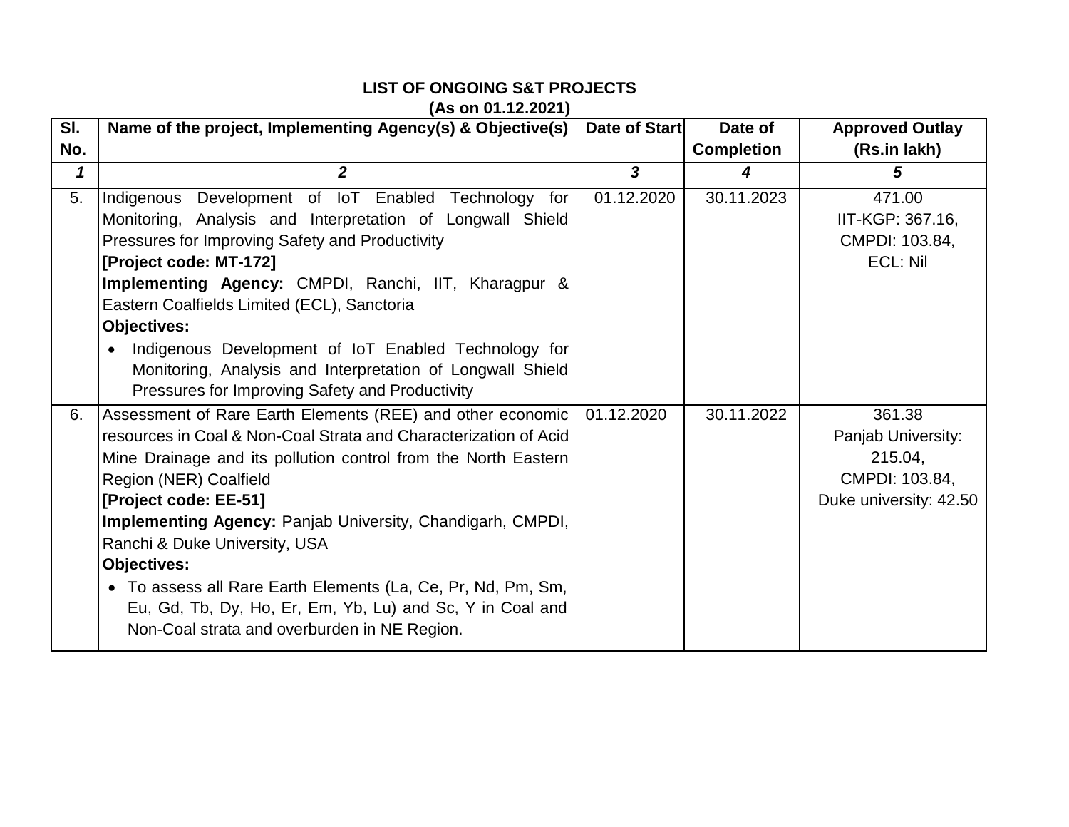**LIST OF ONGOING S&T PROJECTS**
**(As on 01.12.2021)**

| Sl. No. | Name of the project, Implementing Agency(s) & Objective(s) | Date of Start | Date of Completion | Approved Outlay (Rs.in lakh) |
|---|---|---|---|---|
| *1* | *2* | *3* | *4* | *5* |
| 5. | Indigenous Development of IoT Enabled Technology for Monitoring, Analysis and Interpretation of Longwall Shield Pressures for Improving Safety and Productivity<br>**[Project code: MT-172]**<br>**Implementing Agency:** CMPDI, Ranchi, IIT, Kharagpur & Eastern Coalfields Limited (ECL), Sanctoria<br>**Objectives:**<br>• Indigenous Development of IoT Enabled Technology for Monitoring, Analysis and Interpretation of Longwall Shield Pressures for Improving Safety and Productivity | 01.12.2020 | 30.11.2023 | 471.00<br>IIT-KGP: 367.16,<br>CMPDI: 103.84,<br>ECL: Nil |
| 6. | Assessment of Rare Earth Elements (REE) and other economic resources in Coal & Non-Coal Strata and Characterization of Acid Mine Drainage and its pollution control from the North Eastern Region (NER) Coalfield<br>**[Project code: EE-51]**<br>**Implementing Agency:** Panjab University, Chandigarh, CMPDI, Ranchi & Duke University, USA<br>**Objectives:**<br>• To assess all Rare Earth Elements (La, Ce, Pr, Nd, Pm, Sm, Eu, Gd, Tb, Dy, Ho, Er, Em, Yb, Lu) and Sc, Y in Coal and Non-Coal strata and overburden in NE Region. | 01.12.2020 | 30.11.2022 | 361.38<br>Panjab University: 215.04,<br>CMPDI: 103.84,<br>Duke university: 42.50 |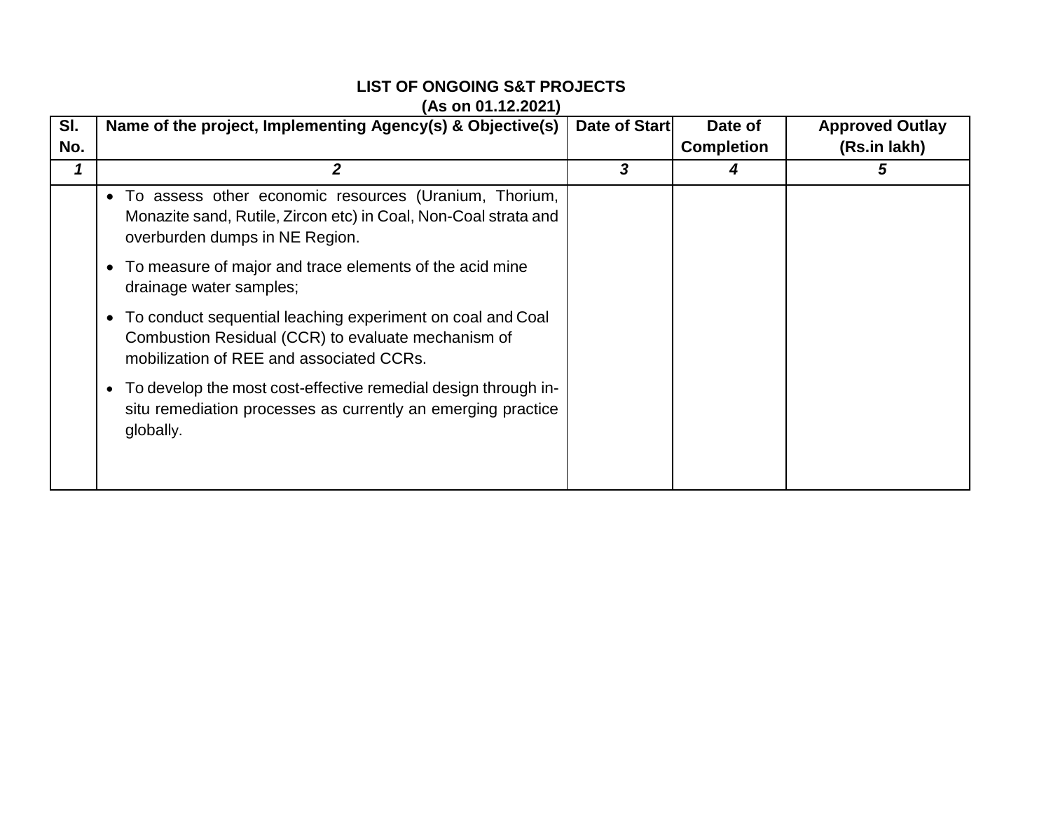**LIST OF ONGOING S&T PROJECTS**
**(As on 01.12.2021)**

| Sl. No. | Name of the project, Implementing Agency(s) & Objective(s) | Date of Start | Date of Completion | Approved Outlay (Rs.in lakh) |
|---|---|---|---|---|
| *1* | *2* | *3* | *4* | *5* |
| | • To assess other economic resources (Uranium, Thorium, Monazite sand, Rutile, Zircon etc) in Coal, Non-Coal strata and overburden dumps in NE Region.<br>• To measure of major and trace elements of the acid mine drainage water samples;<br>• To conduct sequential leaching experiment on coal and Coal Combustion Residual (CCR) to evaluate mechanism of mobilization of REE and associated CCRs.<br>• To develop the most cost-effective remedial design through in-situ remediation processes as currently an emerging practice globally. | | | |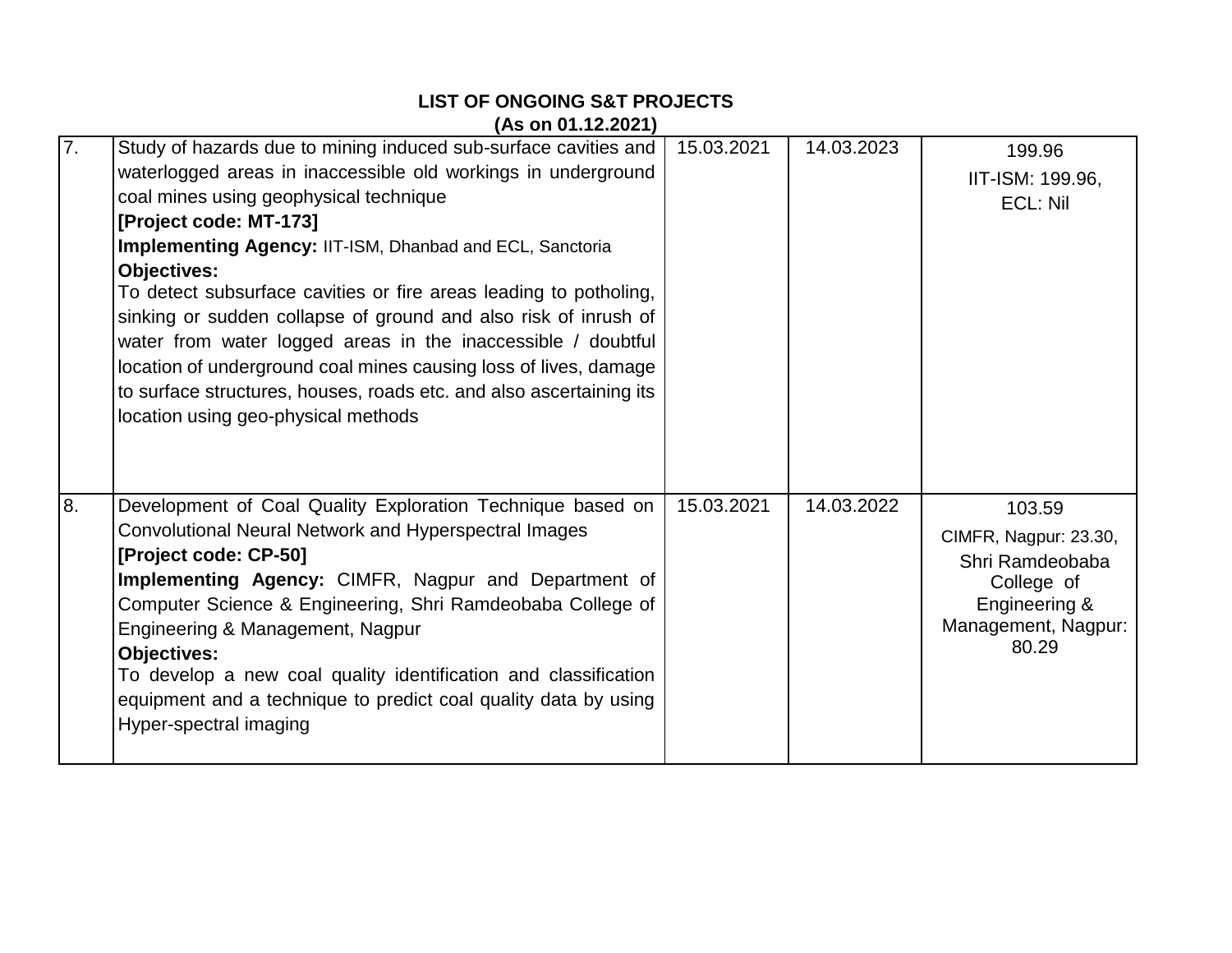**LIST OF ONGOING S&T PROJECTS**
**(As on 01.12.2021)**

| | | | | |
|---|---|---|---|---|
| 7. | Study of hazards due to mining induced sub-surface cavities and waterlogged areas in inaccessible old workings in underground coal mines using geophysical technique<br>**[Project code: MT-173]**<br>**Implementing Agency:** IIT-ISM, Dhanbad and ECL, Sanctoria<br>**Objectives:**<br>To detect subsurface cavities or fire areas leading to potholing, sinking or sudden collapse of ground and also risk of inrush of water from water logged areas in the inaccessible / doubtful location of underground coal mines causing loss of lives, damage to surface structures, houses, roads etc. and also ascertaining its location using geo-physical methods | 15.03.2021 | 14.03.2023 | 199.96<br>IIT-ISM: 199.96,<br>ECL: Nil |
| 8. | Development of Coal Quality Exploration Technique based on Convolutional Neural Network and Hyperspectral Images<br>**[Project code: CP-50]**<br>**Implementing Agency:** CIMFR, Nagpur and Department of Computer Science & Engineering, Shri Ramdeobaba College of Engineering & Management, Nagpur<br>**Objectives:**<br>To develop a new coal quality identification and classification equipment and a technique to predict coal quality data by using Hyper-spectral imaging | 15.03.2021 | 14.03.2022 | 103.59<br>CIMFR, Nagpur: 23.30,<br>Shri Ramdeobaba College of Engineering & Management, Nagpur: 80.29 |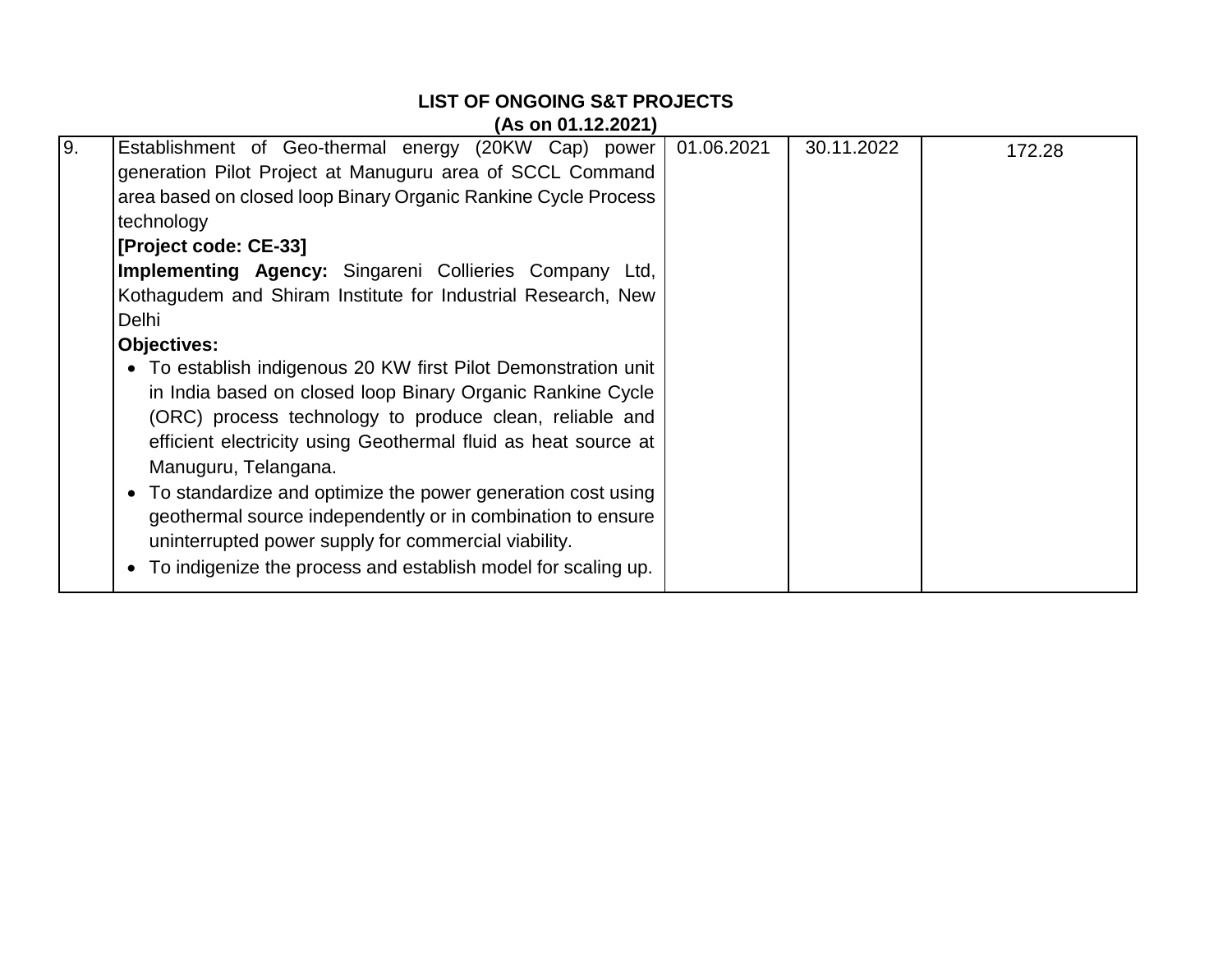**LIST OF ONGOING S&T PROJECTS**
**(As on 01.12.2021)**

| | | | | |
|---|---|---|---|---|
| 9. | Establishment of Geo-thermal energy (20KW Cap) power generation Pilot Project at Manuguru area of SCCL Command area based on closed loop Binary Organic Rankine Cycle Process technology<br>**[Project code: CE-33]**<br>**Implementing Agency:** Singareni Collieries Company Ltd, Kothagudem and Shiram Institute for Industrial Research, New Delhi<br>**Objectives:**<br>• To establish indigenous 20 KW first Pilot Demonstration unit in India based on closed loop Binary Organic Rankine Cycle (ORC) process technology to produce clean, reliable and efficient electricity using Geothermal fluid as heat source at Manuguru, Telangana.<br>• To standardize and optimize the power generation cost using geothermal source independently or in combination to ensure uninterrupted power supply for commercial viability.<br>• To indigenize the process and establish model for scaling up. | 01.06.2021 | 30.11.2022 | 172.28 |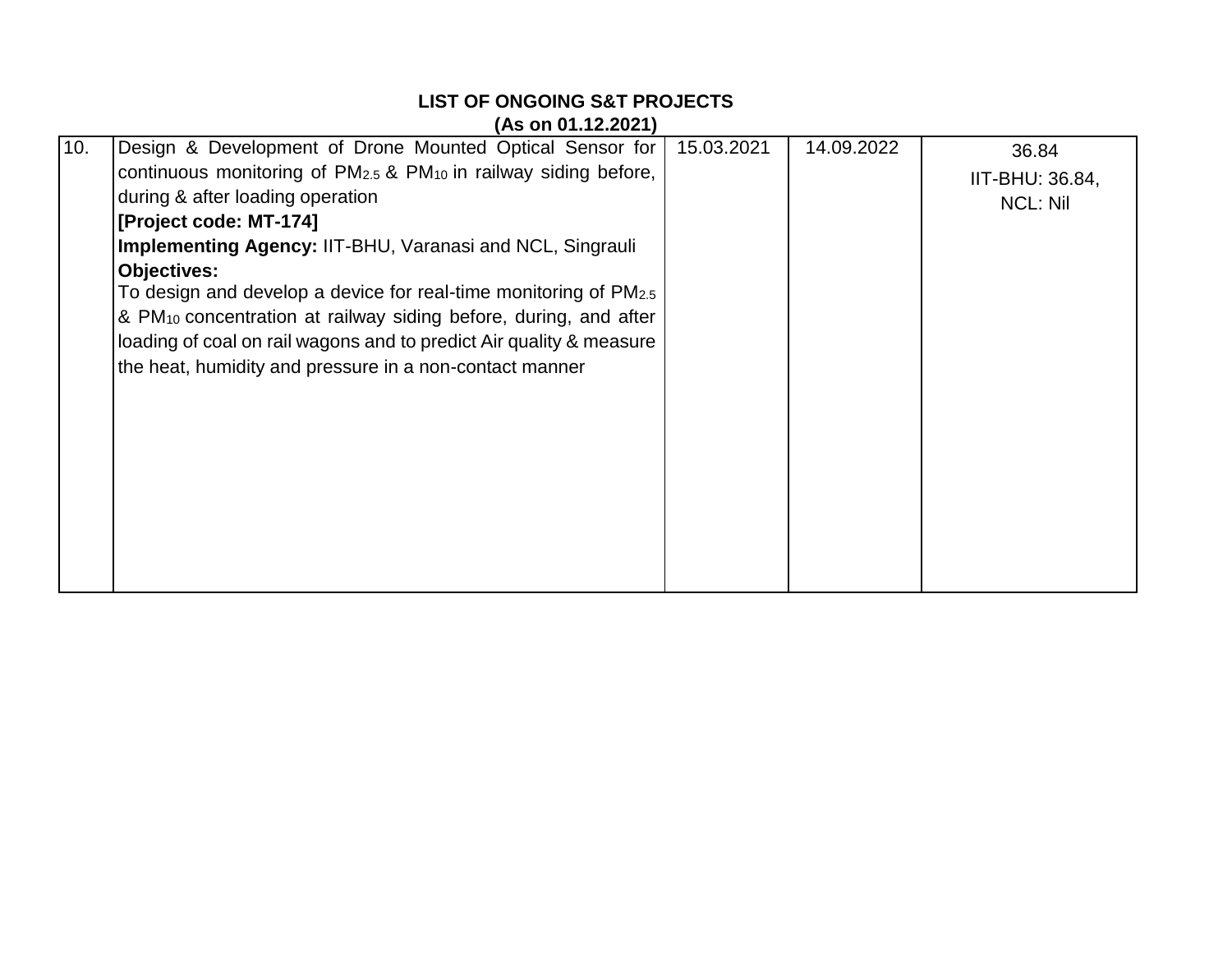**LIST OF ONGOING S&T PROJECTS**
**(As on 01.12.2021)**

| | | | | |
|---|---|---|---|---|
| 10. | Design & Development of Drone Mounted Optical Sensor for continuous monitoring of $PM_{2.5}$ & $PM_{10}$ in railway siding before, during & after loading operation<br>**[Project code: MT-174]**<br>**Implementing Agency:** IIT-BHU, Varanasi and NCL, Singrauli<br>**Objectives:**<br>To design and develop a device for real-time monitoring of $PM_{2.5}$ & $PM_{10}$ concentration at railway siding before, during, and after loading of coal on rail wagons and to predict Air quality & measure the heat, humidity and pressure in a non-contact manner | 15.03.2021 | 14.09.2022 | 36.84<br>IIT-BHU: 36.84,<br>NCL: Nil |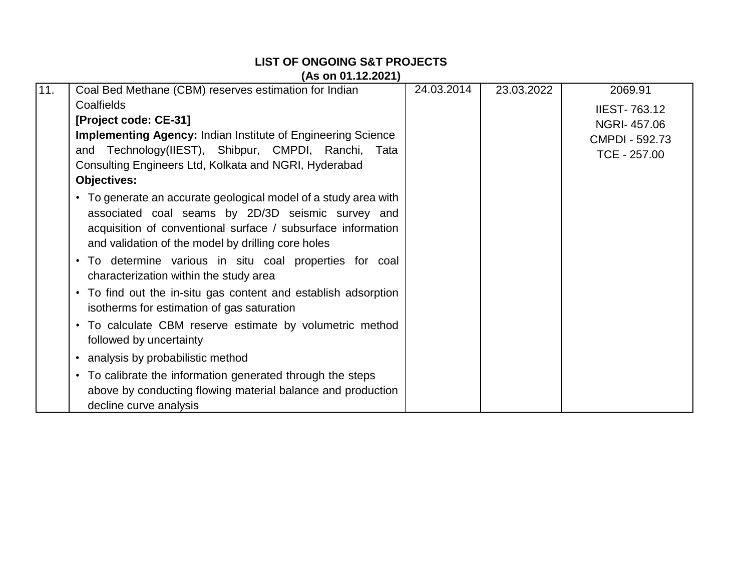**LIST OF ONGOING S&T PROJECTS**
**(As on 01.12.2021)**

| | | | | |
|---|---|---|---|---|
| 11. | Coal Bed Methane (CBM) reserves estimation for Indian Coalfields<br>**[Project code: CE-31]**<br>**Implementing Agency:** Indian Institute of Engineering Science and Technology(IIEST), Shibpur, CMPDI, Ranchi, Tata Consulting Engineers Ltd, Kolkata and NGRI, Hyderabad<br>**Objectives:**<br>• To generate an accurate geological model of a study area with associated coal seams by 2D/3D seismic survey and acquisition of conventional surface / subsurface information and validation of the model by drilling core holes<br>• To determine various in situ coal properties for coal characterization within the study area<br>• To find out the in-situ gas content and establish adsorption isotherms for estimation of gas saturation<br>• To calculate CBM reserve estimate by volumetric method followed by uncertainty<br>• analysis by probabilistic method<br>• To calibrate the information generated through the steps above by conducting flowing material balance and production decline curve analysis | 24.03.2014 | 23.03.2022 | 2069.91<br>IIEST- 763.12<br>NGRI- 457.06<br>CMPDI - 592.73<br>TCE - 257.00 |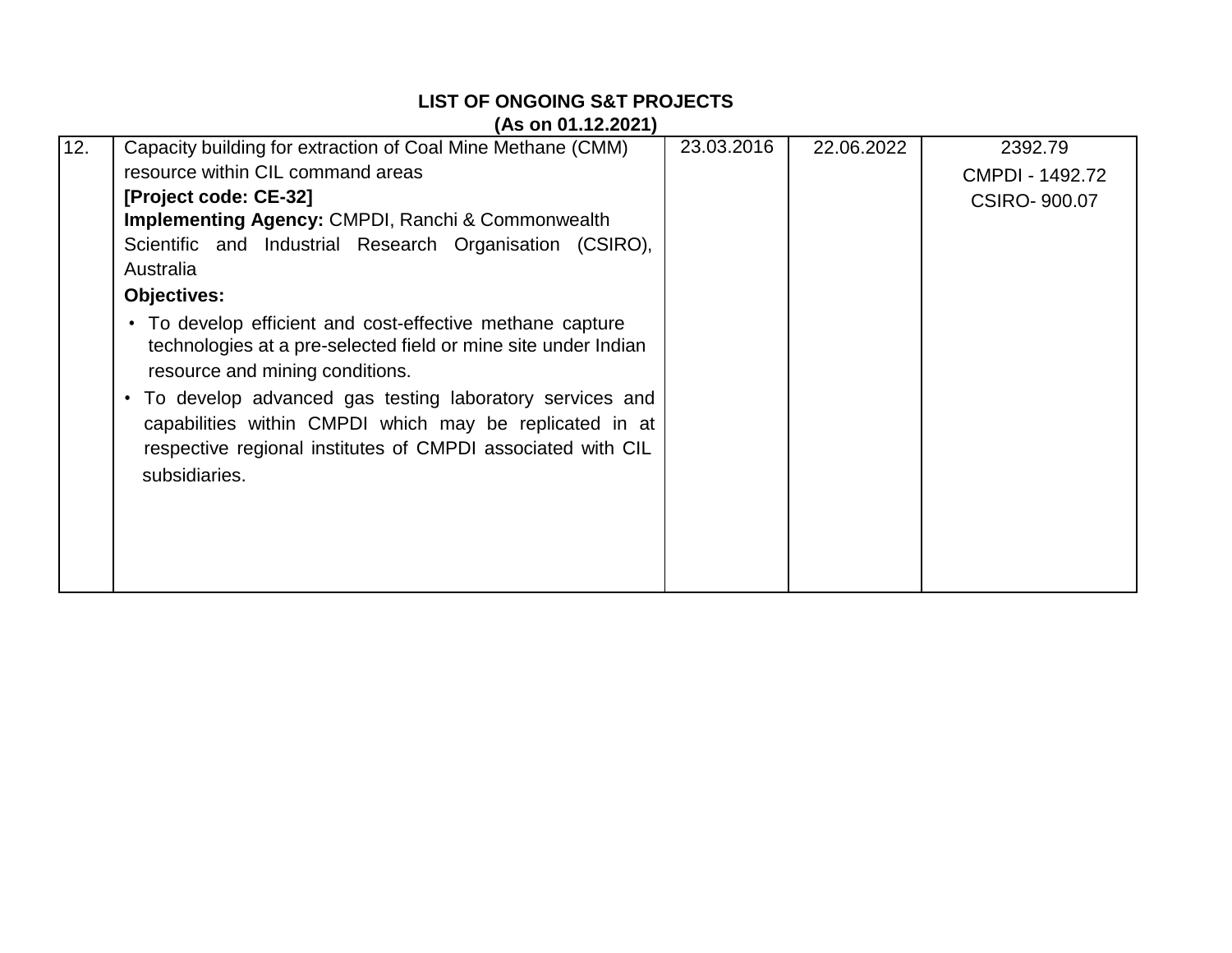**LIST OF ONGOING S&T PROJECTS**

**(As on 01.12.2021)**

| | | | | |
|---|---|---|---|---|
| 12. | Capacity building for extraction of Coal Mine Methane (CMM) resource within CIL command areas<br>**[Project code: CE-32]**<br>**Implementing Agency:** CMPDI, Ranchi & Commonwealth Scientific and Industrial Research Organisation (CSIRO), Australia<br>**Objectives:**<br>• To develop efficient and cost-effective methane capture technologies at a pre-selected field or mine site under Indian resource and mining conditions.<br>• To develop advanced gas testing laboratory services and capabilities within CMPDI which may be replicated in at respective regional institutes of CMPDI associated with CIL subsidiaries. | 23.03.2016 | 22.06.2022 | 2392.79<br>CMPDI - 1492.72<br>CSIRO- 900.07 |